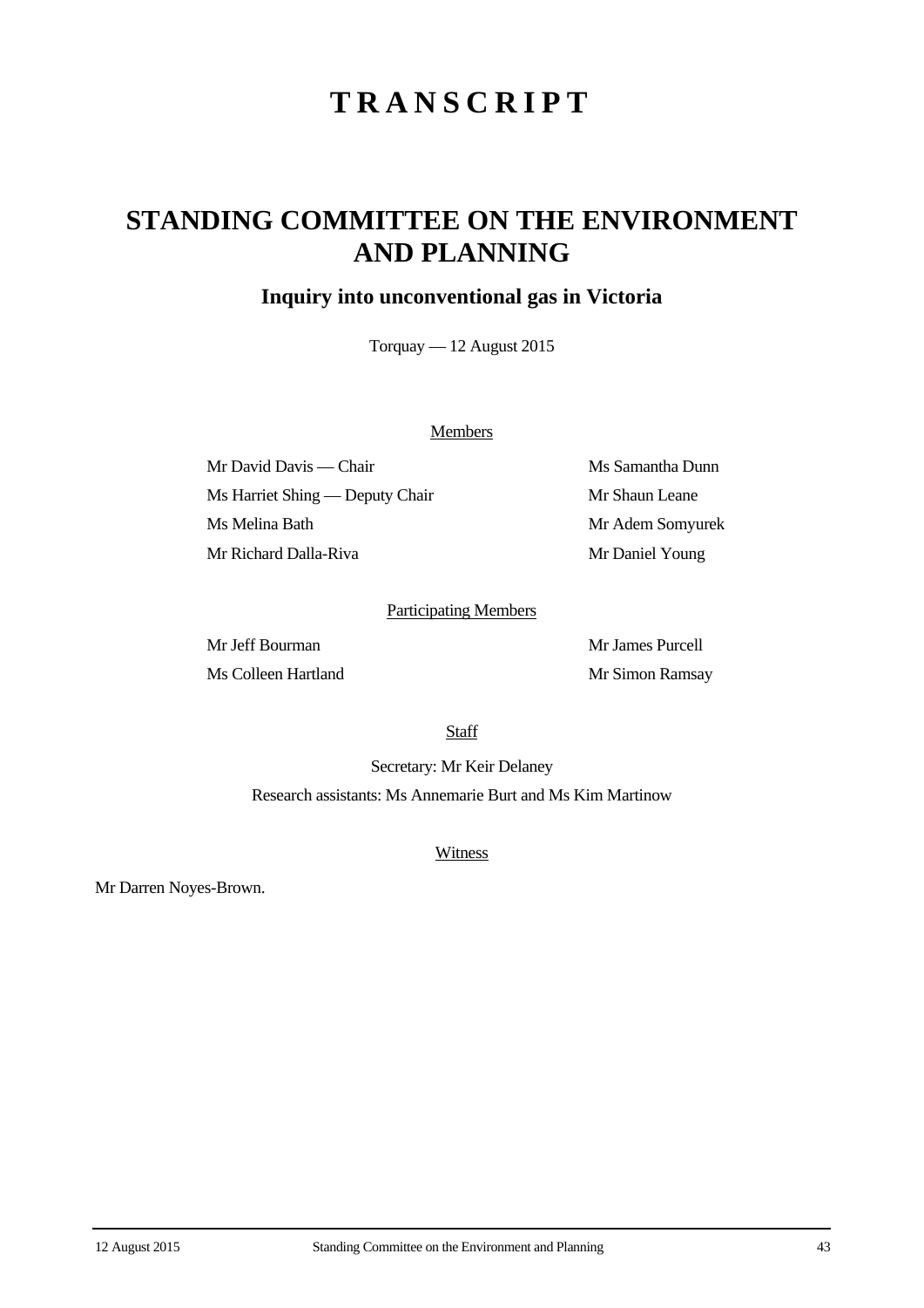# TRANSCRIPT

## STANDING COMMITTEE ON THE ENVIRONMENT AND PLANNING

### Inquiry into unconventional gas in Victoria

Torquay — 12 August 2015

Members

Mr David Davis — Chair

Ms Harriet Shing — Deputy Chair

Ms Melina Bath

Mr Richard Dalla-Riva

Ms Samantha Dunn

Mr Shaun Leane

Mr Adem Somyurek

Mr Daniel Young

Participating Members

Mr Jeff Bourman

Ms Colleen Hartland

Mr James Purcell

Mr Simon Ramsay

Staff

Secretary: Mr Keir Delaney

Research assistants: Ms Annemarie Burt and Ms Kim Martinow

Witness

Mr Darren Noyes-Brown.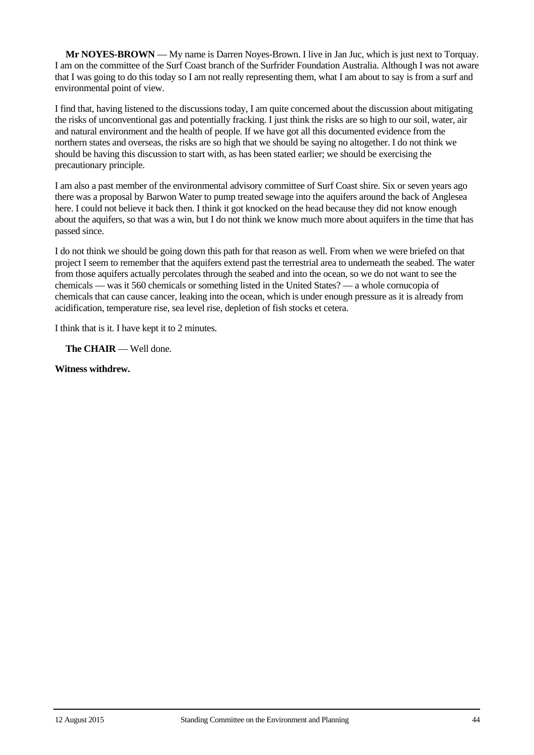**Mr NOYES-BROWN** — My name is Darren Noyes-Brown. I live in Jan Juc, which is just next to Torquay. I am on the committee of the Surf Coast branch of the Surfrider Foundation Australia. Although I was not aware that I was going to do this today so I am not really representing them, what I am about to say is from a surf and environmental point of view.

I find that, having listened to the discussions today, I am quite concerned about the discussion about mitigating the risks of unconventional gas and potentially fracking. I just think the risks are so high to our soil, water, air and natural environment and the health of people. If we have got all this documented evidence from the northern states and overseas, the risks are so high that we should be saying no altogether. I do not think we should be having this discussion to start with, as has been stated earlier; we should be exercising the precautionary principle.

I am also a past member of the environmental advisory committee of Surf Coast shire. Six or seven years ago there was a proposal by Barwon Water to pump treated sewage into the aquifers around the back of Anglesea here. I could not believe it back then. I think it got knocked on the head because they did not know enough about the aquifers, so that was a win, but I do not think we know much more about aquifers in the time that has passed since.

I do not think we should be going down this path for that reason as well. From when we were briefed on that project I seem to remember that the aquifers extend past the terrestrial area to underneath the seabed. The water from those aquifers actually percolates through the seabed and into the ocean, so we do not want to see the chemicals — was it 560 chemicals or something listed in the United States? — a whole cornucopia of chemicals that can cause cancer, leaking into the ocean, which is under enough pressure as it is already from acidification, temperature rise, sea level rise, depletion of fish stocks et cetera.

I think that is it. I have kept it to 2 minutes.

**The CHAIR** — Well done.

**Witness withdrew.**